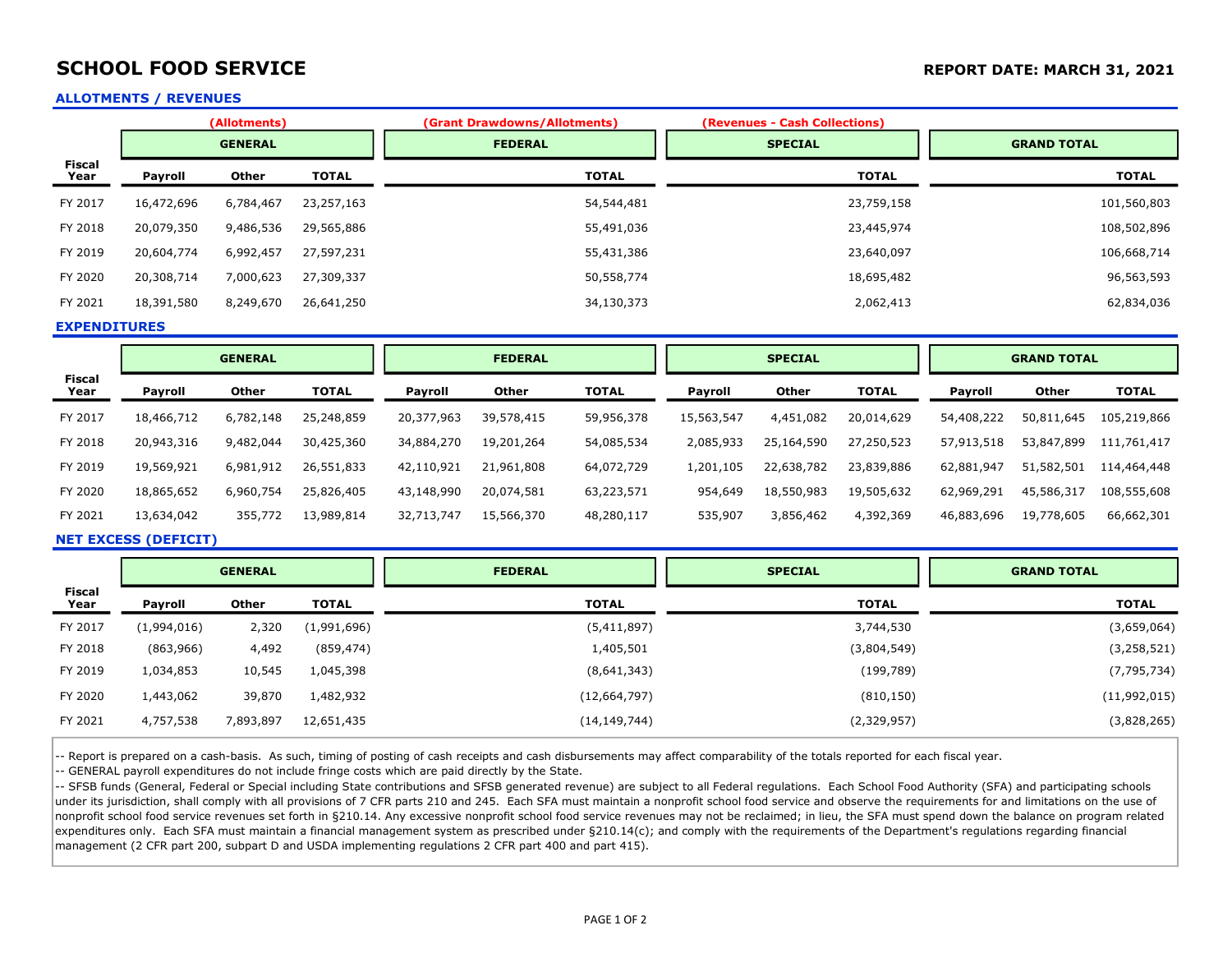# SCHOOL FOOD SERVICE

**REPORT DATE: MARCH 31, 2021**

## ALLOTMENTS / REVENUES

| Fiscal Year | GENERAL (Allotments) | | | FEDERAL (Grant Drawdowns/Allotments) | SPECIAL (Revenues - Cash Collections) | GRAND TOTAL |
|---|---|---|---|---|---|---|
| | Payroll | Other | TOTAL | TOTAL | TOTAL | TOTAL |
| FY 2017 | 16,472,696 | 6,784,467 | 23,257,163 | 54,544,481 | 23,759,158 | 101,560,803 |
| FY 2018 | 20,079,350 | 9,486,536 | 29,565,886 | 55,491,036 | 23,445,974 | 108,502,896 |
| FY 2019 | 20,604,774 | 6,992,457 | 27,597,231 | 55,431,386 | 23,640,097 | 106,668,714 |
| FY 2020 | 20,308,714 | 7,000,623 | 27,309,337 | 50,558,774 | 18,695,482 | 96,563,593 |
| FY 2021 | 18,391,580 | 8,249,670 | 26,641,250 | 34,130,373 | 2,062,413 | 62,834,036 |

## EXPENDITURES

| Fiscal Year | GENERAL | | | FEDERAL | | | SPECIAL | | | GRAND TOTAL | | |
|---|---|---|---|---|---|---|---|---|---|---|---|---|
| | Payroll | Other | TOTAL | Payroll | Other | TOTAL | Payroll | Other | TOTAL | Payroll | Other | TOTAL |
| FY 2017 | 18,466,712 | 6,782,148 | 25,248,859 | 20,377,963 | 39,578,415 | 59,956,378 | 15,563,547 | 4,451,082 | 20,014,629 | 54,408,222 | 50,811,645 | 105,219,866 |
| FY 2018 | 20,943,316 | 9,482,044 | 30,425,360 | 34,884,270 | 19,201,264 | 54,085,534 | 2,085,933 | 25,164,590 | 27,250,523 | 57,913,518 | 53,847,899 | 111,761,417 |
| FY 2019 | 19,569,921 | 6,981,912 | 26,551,833 | 42,110,921 | 21,961,808 | 64,072,729 | 1,201,105 | 22,638,782 | 23,839,886 | 62,881,947 | 51,582,501 | 114,464,448 |
| FY 2020 | 18,865,652 | 6,960,754 | 25,826,405 | 43,148,990 | 20,074,581 | 63,223,571 | 954,649 | 18,550,983 | 19,505,632 | 62,969,291 | 45,586,317 | 108,555,608 |
| FY 2021 | 13,634,042 | 355,772 | 13,989,814 | 32,713,747 | 15,566,370 | 48,280,117 | 535,907 | 3,856,462 | 4,392,369 | 46,883,696 | 19,778,605 | 66,662,301 |

## NET EXCESS (DEFICIT)

| Fiscal Year | GENERAL | | | FEDERAL | SPECIAL | GRAND TOTAL |
|---|---|---|---|---|---|---|
| | Payroll | Other | TOTAL | TOTAL | TOTAL | TOTAL |
| FY 2017 | (1,994,016) | 2,320 | (1,991,696) | (5,411,897) | 3,744,530 | (3,659,064) |
| FY 2018 | (863,966) | 4,492 | (859,474) | 1,405,501 | (3,804,549) | (3,258,521) |
| FY 2019 | 1,034,853 | 10,545 | 1,045,398 | (8,641,343) | (199,789) | (7,795,734) |
| FY 2020 | 1,443,062 | 39,870 | 1,482,932 | (12,664,797) | (810,150) | (11,992,015) |
| FY 2021 | 4,757,538 | 7,893,897 | 12,651,435 | (14,149,744) | (2,329,957) | (3,828,265) |

-- Report is prepared on a cash-basis. As such, timing of posting of cash receipts and cash disbursements may affect comparability of the totals reported for each fiscal year.

-- GENERAL payroll expenditures do not include fringe costs which are paid directly by the State.

-- SFSB funds (General, Federal or Special including State contributions and SFSB generated revenue) are subject to all Federal regulations. Each School Food Authority (SFA) and participating schools under its jurisdiction, shall comply with all provisions of 7 CFR parts 210 and 245. Each SFA must maintain a nonprofit school food service and observe the requirements for and limitations on the use of nonprofit school food service revenues set forth in §210.14. Any excessive nonprofit school food service revenues may not be reclaimed; in lieu, the SFA must spend down the balance on program related expenditures only. Each SFA must maintain a financial management system as prescribed under §210.14(c); and comply with the requirements of the Department's regulations regarding financial management (2 CFR part 200, subpart D and USDA implementing regulations 2 CFR part 400 and part 415).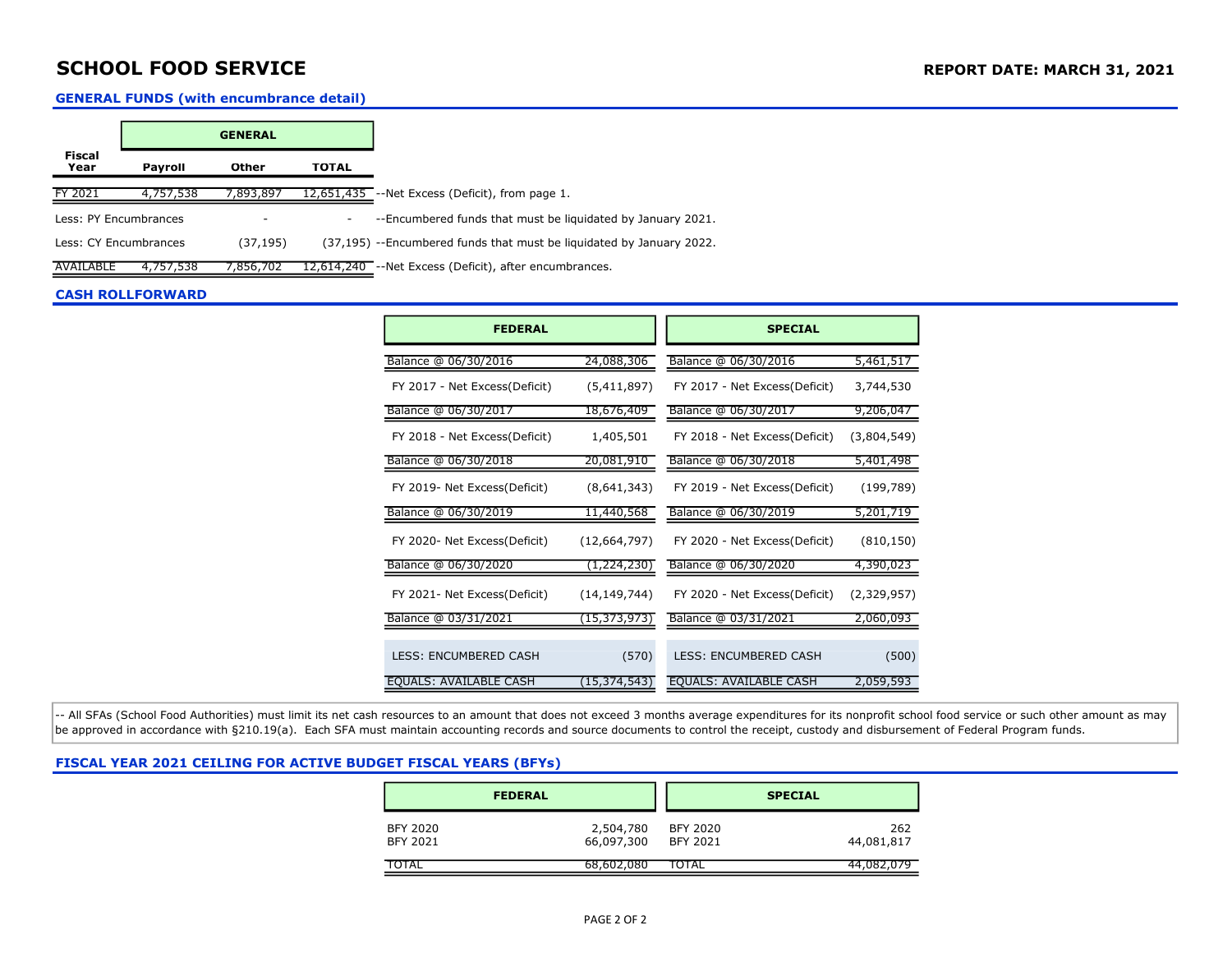# SCHOOL FOOD SERVICE

**REPORT DATE: MARCH 31, 2021**

## GENERAL FUNDS (with encumbrance detail)

| Fiscal Year | GENERAL | | | |
|---|---|---|---|---|
| | Payroll | Other | TOTAL | |
| FY 2021 | 4,757,538 | 7,893,897 | 12,651,435 | --Net Excess (Deficit), from page 1. |
| Less: PY Encumbrances | | - | - | --Encumbered funds that must be liquidated by January 2021. |
| Less: CY Encumbrances | | (37,195) | (37,195) | --Encumbered funds that must be liquidated by January 2022. |
| AVAILABLE | 4,757,538 | 7,856,702 | 12,614,240 | --Net Excess (Deficit), after encumbrances. |

## CASH ROLLFORWARD

| FEDERAL | | SPECIAL | |
|---|---|---|---|
| Balance @ 06/30/2016 | 24,088,306 | Balance @ 06/30/2016 | 5,461,517 |
| FY 2017 - Net Excess(Deficit) | (5,411,897) | FY 2017 - Net Excess(Deficit) | 3,744,530 |
| Balance @ 06/30/2017 | 18,676,409 | Balance @ 06/30/2017 | 9,206,047 |
| FY 2018 - Net Excess(Deficit) | 1,405,501 | FY 2018 - Net Excess(Deficit) | (3,804,549) |
| Balance @ 06/30/2018 | 20,081,910 | Balance @ 06/30/2018 | 5,401,498 |
| FY 2019- Net Excess(Deficit) | (8,641,343) | FY 2019 - Net Excess(Deficit) | (199,789) |
| Balance @ 06/30/2019 | 11,440,568 | Balance @ 06/30/2019 | 5,201,719 |
| FY 2020- Net Excess(Deficit) | (12,664,797) | FY 2020 - Net Excess(Deficit) | (810,150) |
| Balance @ 06/30/2020 | (1,224,230) | Balance @ 06/30/2020 | 4,390,023 |
| FY 2021- Net Excess(Deficit) | (14,149,744) | FY 2020 - Net Excess(Deficit) | (2,329,957) |
| Balance @ 03/31/2021 | (15,373,973) | Balance @ 03/31/2021 | 2,060,093 |
| LESS: ENCUMBERED CASH | (570) | LESS: ENCUMBERED CASH | (500) |
| EQUALS: AVAILABLE CASH | (15,374,543) | EQUALS: AVAILABLE CASH | 2,059,593 |

-- All SFAs (School Food Authorities) must limit its net cash resources to an amount that does not exceed 3 months average expenditures for its nonprofit school food service or such other amount as may be approved in accordance with §210.19(a). Each SFA must maintain accounting records and source documents to control the receipt, custody and disbursement of Federal Program funds.

## FISCAL YEAR 2021 CEILING FOR ACTIVE BUDGET FISCAL YEARS (BFYs)

| FEDERAL | | SPECIAL | |
|---|---|---|---|
| BFY 2020 | 2,504,780 | BFY 2020 | 262 |
| BFY 2021 | 66,097,300 | BFY 2021 | 44,081,817 |
| TOTAL | 68,602,080 | TOTAL | 44,082,079 |